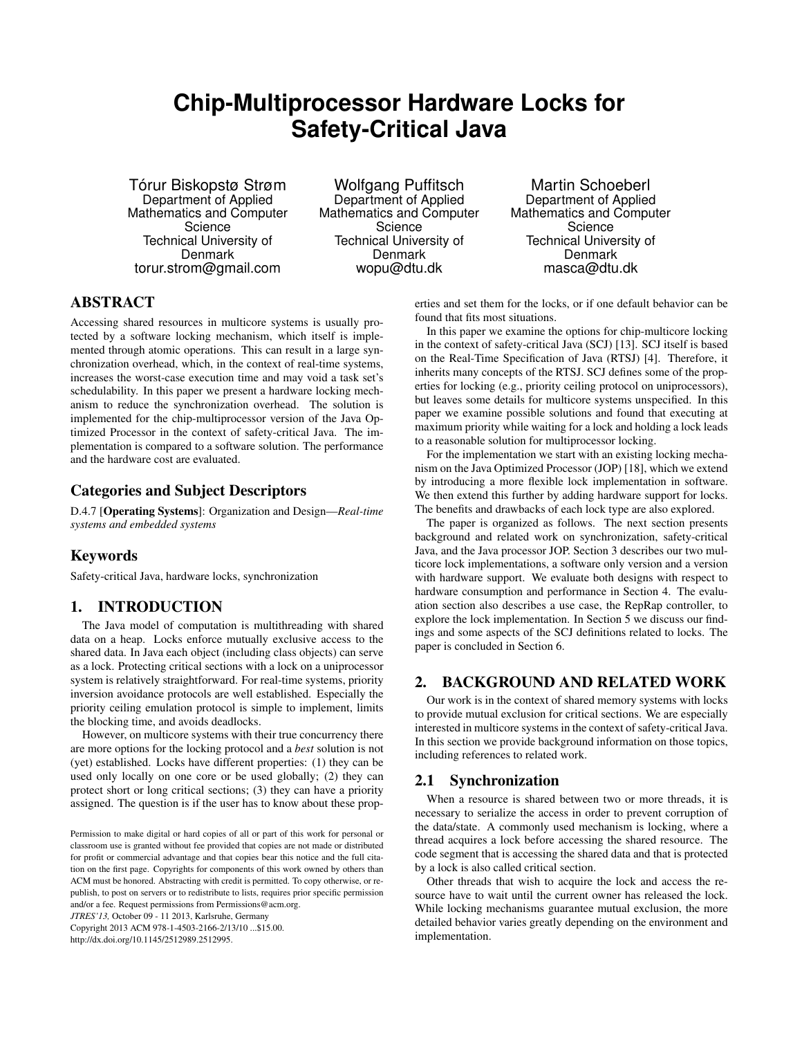# Chip-Multiprocessor Hardware Locks for Safety-Critical Java

Tórur Biskopstø Strøm
Department of Applied Mathematics and Computer Science
Technical University of Denmark
torur.strom@gmail.com

Wolfgang Puffitsch
Department of Applied Mathematics and Computer Science
Technical University of Denmark
wopu@dtu.dk

Martin Schoeberl
Department of Applied Mathematics and Computer Science
Technical University of Denmark
masca@dtu.dk

## ABSTRACT

Accessing shared resources in multicore systems is usually protected by a software locking mechanism, which itself is implemented through atomic operations. This can result in a large synchronization overhead, which, in the context of real-time systems, increases the worst-case execution time and may void a task set's schedulability. In this paper we present a hardware locking mechanism to reduce the synchronization overhead. The solution is implemented for the chip-multiprocessor version of the Java Optimized Processor in the context of safety-critical Java. The implementation is compared to a software solution. The performance and the hardware cost are evaluated.

## Categories and Subject Descriptors

D.4.7 [**Operating Systems**]: Organization and Design—*Real-time systems and embedded systems*

## Keywords

Safety-critical Java, hardware locks, synchronization

## 1. INTRODUCTION

The Java model of computation is multithreading with shared data on a heap. Locks enforce mutually exclusive access to the shared data. In Java each object (including class objects) can serve as a lock. Protecting critical sections with a lock on a uniprocessor system is relatively straightforward. For real-time systems, priority inversion avoidance protocols are well established. Especially the priority ceiling emulation protocol is simple to implement, limits the blocking time, and avoids deadlocks.

However, on multicore systems with their true concurrency there are more options for the locking protocol and a *best* solution is not (yet) established. Locks have different properties: (1) they can be used only locally on one core or be used globally; (2) they can protect short or long critical sections; (3) they can have a priority assigned. The question is if the user has to know about these properties and set them for the locks, or if one default behavior can be found that fits most situations.

In this paper we examine the options for chip-multicore locking in the context of safety-critical Java (SCJ) [13]. SCJ itself is based on the Real-Time Specification of Java (RTSJ) [4]. Therefore, it inherits many concepts of the RTSJ. SCJ defines some of the properties for locking (e.g., priority ceiling protocol on uniprocessors), but leaves some details for multicore systems unspecified. In this paper we examine possible solutions and found that executing at maximum priority while waiting for a lock and holding a lock leads to a reasonable solution for multiprocessor locking.

For the implementation we start with an existing locking mechanism on the Java Optimized Processor (JOP) [18], which we extend by introducing a more flexible lock implementation in software. We then extend this further by adding hardware support for locks. The benefits and drawbacks of each lock type are also explored.

The paper is organized as follows. The next section presents background and related work on synchronization, safety-critical Java, and the Java processor JOP. Section 3 describes our two multicore lock implementations, a software only version and a version with hardware support. We evaluate both designs with respect to hardware consumption and performance in Section 4. The evaluation section also describes a use case, the RepRap controller, to explore the lock implementation. In Section 5 we discuss our findings and some aspects of the SCJ definitions related to locks. The paper is concluded in Section 6.

## 2. BACKGROUND AND RELATED WORK

Our work is in the context of shared memory systems with locks to provide mutual exclusion for critical sections. We are especially interested in multicore systems in the context of safety-critical Java. In this section we provide background information on those topics, including references to related work.

### 2.1 Synchronization

When a resource is shared between two or more threads, it is necessary to serialize the access in order to prevent corruption of the data/state. A commonly used mechanism is locking, where a thread acquires a lock before accessing the shared resource. The code segment that is accessing the shared data and that is protected by a lock is also called critical section.

Other threads that wish to acquire the lock and access the resource have to wait until the current owner has released the lock. While locking mechanisms guarantee mutual exclusion, the more detailed behavior varies greatly depending on the environment and implementation.

Permission to make digital or hard copies of all or part of this work for personal or classroom use is granted without fee provided that copies are not made or distributed for profit or commercial advantage and that copies bear this notice and the full citation on the first page. Copyrights for components of this work owned by others than ACM must be honored. Abstracting with credit is permitted. To copy otherwise, or republish, to post on servers or to redistribute to lists, requires prior specific permission and/or a fee. Request permissions from Permissions@acm.org.
*JTRES'13,* October 09 - 11 2013, Karlsruhe, Germany
Copyright 2013 ACM 978-1-4503-2166-2/13/10 ...$15.00.
http://dx.doi.org/10.1145/2512989.2512995.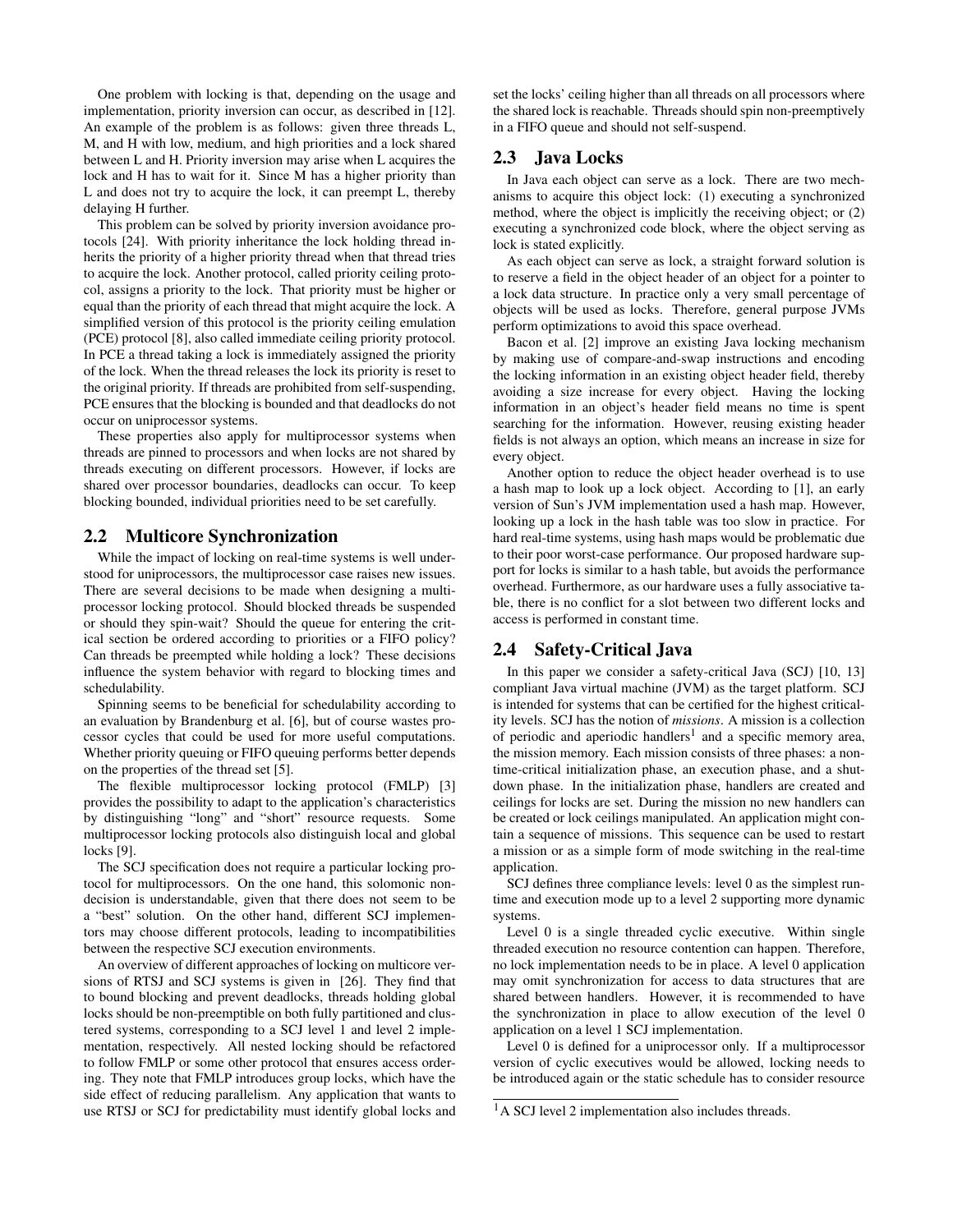One problem with locking is that, depending on the usage and implementation, priority inversion can occur, as described in [12]. An example of the problem is as follows: given three threads L, M, and H with low, medium, and high priorities and a lock shared between L and H. Priority inversion may arise when L acquires the lock and H has to wait for it. Since M has a higher priority than L and does not try to acquire the lock, it can preempt L, thereby delaying H further.

This problem can be solved by priority inversion avoidance protocols [24]. With priority inheritance the lock holding thread inherits the priority of a higher priority thread when that thread tries to acquire the lock. Another protocol, called priority ceiling protocol, assigns a priority to the lock. That priority must be higher or equal than the priority of each thread that might acquire the lock. A simplified version of this protocol is the priority ceiling emulation (PCE) protocol [8], also called immediate ceiling priority protocol. In PCE a thread taking a lock is immediately assigned the priority of the lock. When the thread releases the lock its priority is reset to the original priority. If threads are prohibited from self-suspending, PCE ensures that the blocking is bounded and that deadlocks do not occur on uniprocessor systems.

These properties also apply for multiprocessor systems when threads are pinned to processors and when locks are not shared by threads executing on different processors. However, if locks are shared over processor boundaries, deadlocks can occur. To keep blocking bounded, individual priorities need to be set carefully.

## 2.2 Multicore Synchronization

While the impact of locking on real-time systems is well understood for uniprocessors, the multiprocessor case raises new issues. There are several decisions to be made when designing a multiprocessor locking protocol. Should blocked threads be suspended or should they spin-wait? Should the queue for entering the critical section be ordered according to priorities or a FIFO policy? Can threads be preempted while holding a lock? These decisions influence the system behavior with regard to blocking times and schedulability.

Spinning seems to be beneficial for schedulability according to an evaluation by Brandenburg et al. [6], but of course wastes processor cycles that could be used for more useful computations. Whether priority queuing or FIFO queuing performs better depends on the properties of the thread set [5].

The flexible multiprocessor locking protocol (FMLP) [3] provides the possibility to adapt to the application's characteristics by distinguishing "long" and "short" resource requests. Some multiprocessor locking protocols also distinguish local and global locks [9].

The SCJ specification does not require a particular locking protocol for multiprocessors. On the one hand, this solomonic non-decision is understandable, given that there does not seem to be a "best" solution. On the other hand, different SCJ implementors may choose different protocols, leading to incompatibilities between the respective SCJ execution environments.

An overview of different approaches of locking on multicore versions of RTSJ and SCJ systems is given in [26]. They find that to bound blocking and prevent deadlocks, threads holding global locks should be non-preemptible on both fully partitioned and clustered systems, corresponding to a SCJ level 1 and level 2 implementation, respectively. All nested locking should be refactored to follow FMLP or some other protocol that ensures access ordering. They note that FMLP introduces group locks, which have the side effect of reducing parallelism. Any application that wants to use RTSJ or SCJ for predictability must identify global locks and set the locks' ceiling higher than all threads on all processors where the shared lock is reachable. Threads should spin non-preemptively in a FIFO queue and should not self-suspend.

## 2.3 Java Locks

In Java each object can serve as a lock. There are two mechanisms to acquire this object lock: (1) executing a synchronized method, where the object is implicitly the receiving object; or (2) executing a synchronized code block, where the object serving as lock is stated explicitly.

As each object can serve as lock, a straight forward solution is to reserve a field in the object header of an object for a pointer to a lock data structure. In practice only a very small percentage of objects will be used as locks. Therefore, general purpose JVMs perform optimizations to avoid this space overhead.

Bacon et al. [2] improve an existing Java locking mechanism by making use of compare-and-swap instructions and encoding the locking information in an existing object header field, thereby avoiding a size increase for every object. Having the locking information in an object's header field means no time is spent searching for the information. However, reusing existing header fields is not always an option, which means an increase in size for every object.

Another option to reduce the object header overhead is to use a hash map to look up a lock object. According to [1], an early version of Sun's JVM implementation used a hash map. However, looking up a lock in the hash table was too slow in practice. For hard real-time systems, using hash maps would be problematic due to their poor worst-case performance. Our proposed hardware support for locks is similar to a hash table, but avoids the performance overhead. Furthermore, as our hardware uses a fully associative table, there is no conflict for a slot between two different locks and access is performed in constant time.

## 2.4 Safety-Critical Java

In this paper we consider a safety-critical Java (SCJ) [10, 13] compliant Java virtual machine (JVM) as the target platform. SCJ is intended for systems that can be certified for the highest criticality levels. SCJ has the notion of *missions*. A mission is a collection of periodic and aperiodic handlers[1] and a specific memory area, the mission memory. Each mission consists of three phases: a non-time-critical initialization phase, an execution phase, and a shutdown phase. In the initialization phase, handlers are created and ceilings for locks are set. During the mission no new handlers can be created or lock ceilings manipulated. An application might contain a sequence of missions. This sequence can be used to restart a mission or as a simple form of mode switching in the real-time application.

SCJ defines three compliance levels: level 0 as the simplest runtime and execution mode up to a level 2 supporting more dynamic systems.

Level 0 is a single threaded cyclic executive. Within single threaded execution no resource contention can happen. Therefore, no lock implementation needs to be in place. A level 0 application may omit synchronization for access to data structures that are shared between handlers. However, it is recommended to have the synchronization in place to allow execution of the level 0 application on a level 1 SCJ implementation.

Level 0 is defined for a uniprocessor only. If a multiprocessor version of cyclic executives would be allowed, locking needs to be introduced again or the static schedule has to consider resource

[1] A SCJ level 2 implementation also includes threads.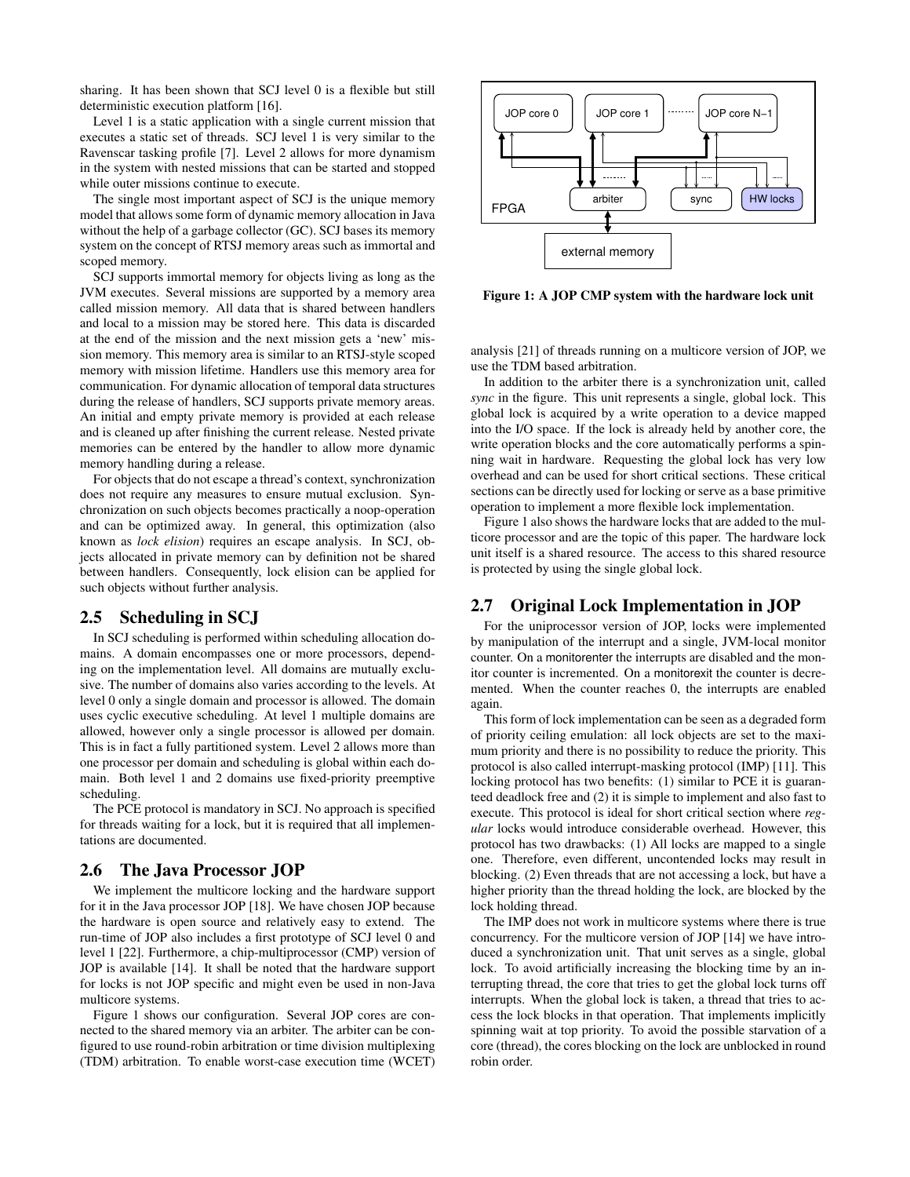sharing. It has been shown that SCJ level 0 is a flexible but still deterministic execution platform [16].

Level 1 is a static application with a single current mission that executes a static set of threads. SCJ level 1 is very similar to the Ravenscar tasking profile [7]. Level 2 allows for more dynamism in the system with nested missions that can be started and stopped while outer missions continue to execute.

The single most important aspect of SCJ is the unique memory model that allows some form of dynamic memory allocation in Java without the help of a garbage collector (GC). SCJ bases its memory system on the concept of RTSJ memory areas such as immortal and scoped memory.

SCJ supports immortal memory for objects living as long as the JVM executes. Several missions are supported by a memory area called mission memory. All data that is shared between handlers and local to a mission may be stored here. This data is discarded at the end of the mission and the next mission gets a 'new' mission memory. This memory area is similar to an RTSJ-style scoped memory with mission lifetime. Handlers use this memory area for communication. For dynamic allocation of temporal data structures during the release of handlers, SCJ supports private memory areas. An initial and empty private memory is provided at each release and is cleaned up after finishing the current release. Nested private memories can be entered by the handler to allow more dynamic memory handling during a release.

For objects that do not escape a thread's context, synchronization does not require any measures to ensure mutual exclusion. Synchronization on such objects becomes practically a noop-operation and can be optimized away. In general, this optimization (also known as *lock elision*) requires an escape analysis. In SCJ, objects allocated in private memory can by definition not be shared between handlers. Consequently, lock elision can be applied for such objects without further analysis.

## 2.5 Scheduling in SCJ

In SCJ scheduling is performed within scheduling allocation domains. A domain encompasses one or more processors, depending on the implementation level. All domains are mutually exclusive. The number of domains also varies according to the levels. At level 0 only a single domain and processor is allowed. The domain uses cyclic executive scheduling. At level 1 multiple domains are allowed, however only a single processor is allowed per domain. This is in fact a fully partitioned system. Level 2 allows more than one processor per domain and scheduling is global within each domain. Both level 1 and 2 domains use fixed-priority preemptive scheduling.

The PCE protocol is mandatory in SCJ. No approach is specified for threads waiting for a lock, but it is required that all implementations are documented.

## 2.6 The Java Processor JOP

We implement the multicore locking and the hardware support for it in the Java processor JOP [18]. We have chosen JOP because the hardware is open source and relatively easy to extend. The run-time of JOP also includes a first prototype of SCJ level 0 and level 1 [22]. Furthermore, a chip-multiprocessor (CMP) version of JOP is available [14]. It shall be noted that the hardware support for locks is not JOP specific and might even be used in non-Java multicore systems.

Figure 1 shows our configuration. Several JOP cores are connected to the shared memory via an arbiter. The arbiter can be configured to use round-robin arbitration or time division multiplexing (TDM) arbitration. To enable worst-case execution time (WCET) analysis [21] of threads running on a multicore version of JOP, we use the TDM based arbitration.

**Figure 1: A JOP CMP system with the hardware lock unit**

In addition to the arbiter there is a synchronization unit, called *sync* in the figure. This unit represents a single, global lock. This global lock is acquired by a write operation to a device mapped into the I/O space. If the lock is already held by another core, the write operation blocks and the core automatically performs a spinning wait in hardware. Requesting the global lock has very low overhead and can be used for short critical sections. These critical sections can be directly used for locking or serve as a base primitive operation to implement a more flexible lock implementation.

Figure 1 also shows the hardware locks that are added to the multicore processor and are the topic of this paper. The hardware lock unit itself is a shared resource. The access to this shared resource is protected by using the single global lock.

## 2.7 Original Lock Implementation in JOP

For the uniprocessor version of JOP, locks were implemented by manipulation of the interrupt and a single, JVM-local monitor counter. On a monitorenter the interrupts are disabled and the monitor counter is incremented. On a monitorexit the counter is decremented. When the counter reaches 0, the interrupts are enabled again.

This form of lock implementation can be seen as a degraded form of priority ceiling emulation: all lock objects are set to the maximum priority and there is no possibility to reduce the priority. This protocol is also called interrupt-masking protocol (IMP) [11]. This locking protocol has two benefits: (1) similar to PCE it is guaranteed deadlock free and (2) it is simple to implement and also fast to execute. This protocol is ideal for short critical section where *regular* locks would introduce considerable overhead. However, this protocol has two drawbacks: (1) All locks are mapped to a single one. Therefore, even different, uncontended locks may result in blocking. (2) Even threads that are not accessing a lock, but have a higher priority than the thread holding the lock, are blocked by the lock holding thread.

The IMP does not work in multicore systems where there is true concurrency. For the multicore version of JOP [14] we have introduced a synchronization unit. That unit serves as a single, global lock. To avoid artificially increasing the blocking time by an interrupting thread, the core that tries to get the global lock turns off interrupts. When the global lock is taken, a thread that tries to access the lock blocks in that operation. That implements implicitly spinning wait at top priority. To avoid the possible starvation of a core (thread), the cores blocking on the lock are unblocked in round robin order.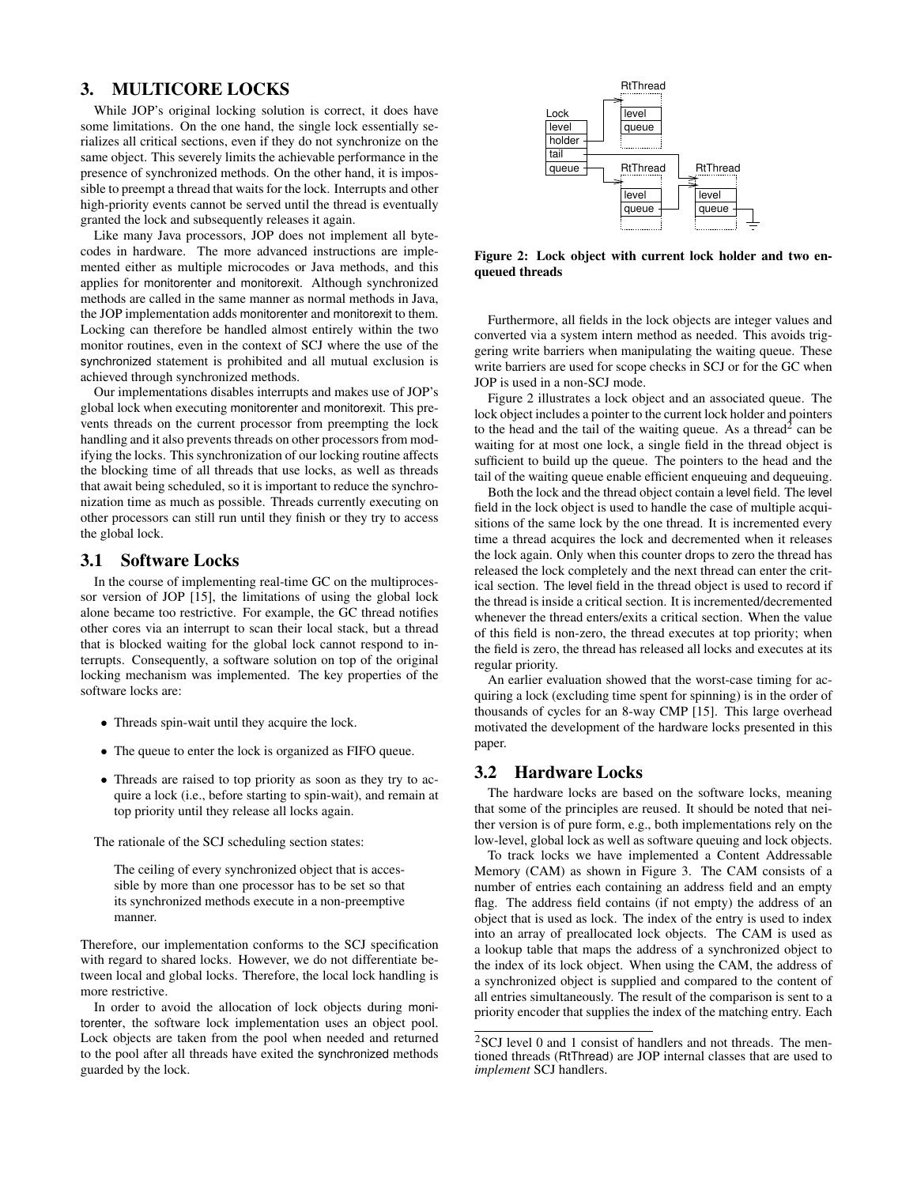## 3. MULTICORE LOCKS

While JOP's original locking solution is correct, it does have some limitations. On the one hand, the single lock essentially serializes all critical sections, even if they do not synchronize on the same object. This severely limits the achievable performance in the presence of synchronized methods. On the other hand, it is impossible to preempt a thread that waits for the lock. Interrupts and other high-priority events cannot be served until the thread is eventually granted the lock and subsequently releases it again.

Like many Java processors, JOP does not implement all bytecodes in hardware. The more advanced instructions are implemented either as multiple microcodes or Java methods, and this applies for monitorenter and monitorexit. Although synchronized methods are called in the same manner as normal methods in Java, the JOP implementation adds monitorenter and monitorexit to them. Locking can therefore be handled almost entirely within the two monitor routines, even in the context of SCJ where the use of the synchronized statement is prohibited and all mutual exclusion is achieved through synchronized methods.

Our implementations disables interrupts and makes use of JOP's global lock when executing monitorenter and monitorexit. This prevents threads on the current processor from preempting the lock handling and it also prevents threads on other processors from modifying the locks. This synchronization of our locking routine affects the blocking time of all threads that use locks, as well as threads that await being scheduled, so it is important to reduce the synchronization time as much as possible. Threads currently executing on other processors can still run until they finish or they try to access the global lock.

### 3.1 Software Locks

In the course of implementing real-time GC on the multiprocessor version of JOP [15], the limitations of using the global lock alone became too restrictive. For example, the GC thread notifies other cores via an interrupt to scan their local stack, but a thread that is blocked waiting for the global lock cannot respond to interrupts. Consequently, a software solution on top of the original locking mechanism was implemented. The key properties of the software locks are:

- Threads spin-wait until they acquire the lock.
- The queue to enter the lock is organized as FIFO queue.
- Threads are raised to top priority as soon as they try to acquire a lock (i.e., before starting to spin-wait), and remain at top priority until they release all locks again.

The rationale of the SCJ scheduling section states:

> The ceiling of every synchronized object that is accessible by more than one processor has to be set so that its synchronized methods execute in a non-preemptive manner.

Therefore, our implementation conforms to the SCJ specification with regard to shared locks. However, we do not differentiate between local and global locks. Therefore, the local lock handling is more restrictive.

In order to avoid the allocation of lock objects during monitorenter, the software lock implementation uses an object pool. Lock objects are taken from the pool when needed and returned to the pool after all threads have exited the synchronized methods guarded by the lock.

**Figure 2: Lock object with current lock holder and two enqueued threads**

Furthermore, all fields in the lock objects are integer values and converted via a system intern method as needed. This avoids triggering write barriers when manipulating the waiting queue. These write barriers are used for scope checks in SCJ or for the GC when JOP is used in a non-SCJ mode.

Figure 2 illustrates a lock object and an associated queue. The lock object includes a pointer to the current lock holder and pointers to the head and the tail of the waiting queue. As a thread[2] can be waiting for at most one lock, a single field in the thread object is sufficient to build up the queue. The pointers to the head and the tail of the waiting queue enable efficient enqueuing and dequeuing.

Both the lock and the thread object contain a level field. The level field in the lock object is used to handle the case of multiple acquisitions of the same lock by the one thread. It is incremented every time a thread acquires the lock and decremented when it releases the lock again. Only when this counter drops to zero the thread has released the lock completely and the next thread can enter the critical section. The level field in the thread object is used to record if the thread is inside a critical section. It is incremented/decremented whenever the thread enters/exits a critical section. When the value of this field is non-zero, the thread executes at top priority; when the field is zero, the thread has released all locks and executes at its regular priority.

An earlier evaluation showed that the worst-case timing for acquiring a lock (excluding time spent for spinning) is in the order of thousands of cycles for an 8-way CMP [15]. This large overhead motivated the development of the hardware locks presented in this paper.

### 3.2 Hardware Locks

The hardware locks are based on the software locks, meaning that some of the principles are reused. It should be noted that neither version is of pure form, e.g., both implementations rely on the low-level, global lock as well as software queuing and lock objects.

To track locks we have implemented a Content Addressable Memory (CAM) as shown in Figure 3. The CAM consists of a number of entries each containing an address field and the empty flag. The address field contains (if not empty) the address of an object that is used as lock. The index of the entry is used to index into an array of preallocated lock objects. The CAM is used as a lookup table that maps the address of a synchronized object to the index of its lock object. When using the CAM, the address of a synchronized object is supplied and compared to the content of all entries simultaneously. The result of the comparison is sent to a priority encoder that supplies the index of the matching entry. Each

[2] SCJ level 0 and 1 consist of handlers and not threads. The mentioned threads (RtThread) are JOP internal classes that are used to *implement* SCJ handlers.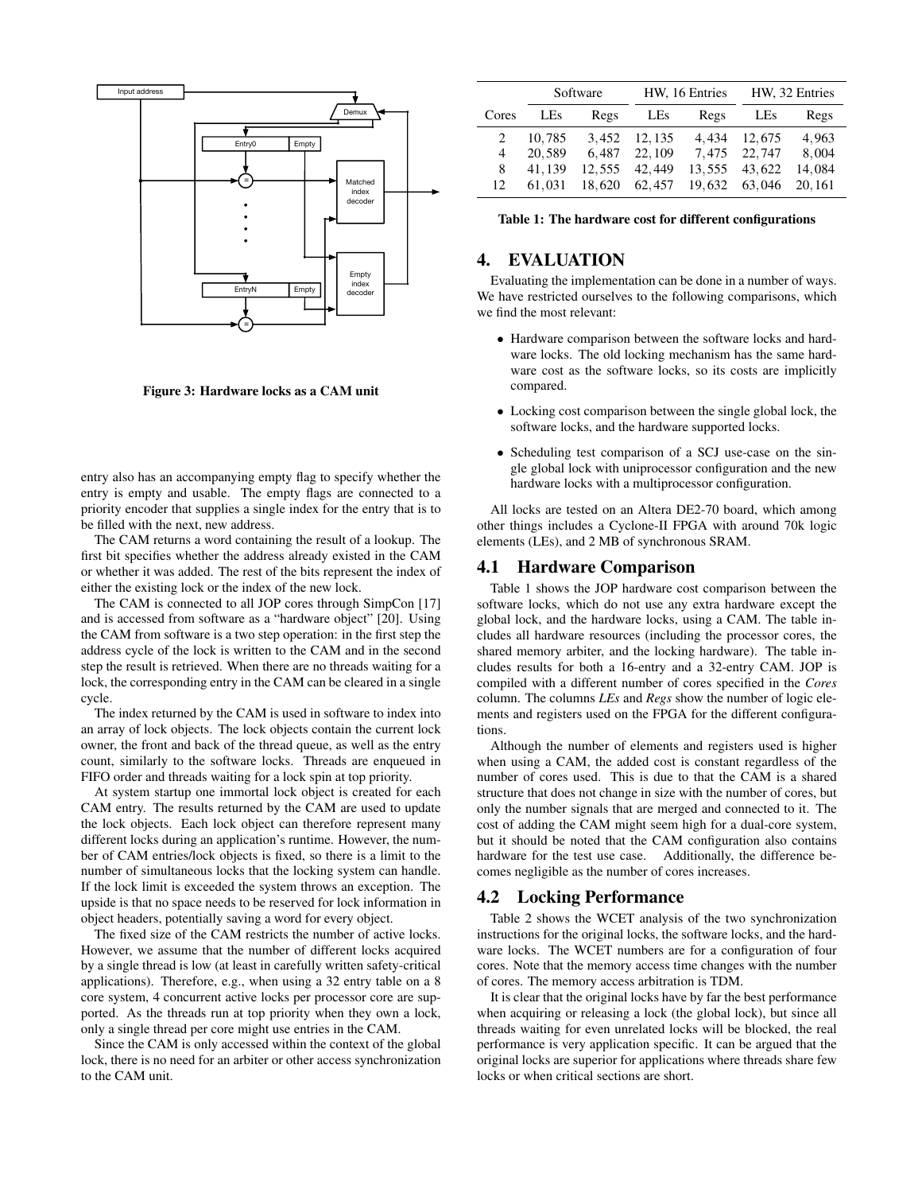Figure 3: Hardware locks as a CAM unit

entry also has an accompanying empty flag to specify whether the entry is empty and usable. The empty flags are connected to a priority encoder that supplies a single index for the entry that is to be filled with the next, new address.

The CAM returns a word containing the result of a lookup. The first bit specifies whether the address already existed in the CAM or whether it was added. The rest of the bits represent the index of either the existing lock or the index of the new lock.

The CAM is connected to all JOP cores through SimpCon [17] and is accessed from software as a "hardware object" [20]. Using the CAM from software is a two step operation: in the first step the address cycle of the lock is written to the CAM and in the second step the result is retrieved. When there are no threads waiting for a lock, the corresponding entry in the CAM can be cleared in a single cycle.

The index returned by the CAM is used in software to index into an array of lock objects. The lock objects contain the current lock owner, the front and back of the thread queue, as well as the entry count, similarly to the software locks. Threads are enqueued in FIFO order and threads waiting for a lock spin at top priority.

At system startup one immortal lock object is created for each CAM entry. The results returned by the CAM are used to update the lock objects. Each lock object can therefore represent many different locks during an application's runtime. However, the number of CAM entries/lock objects is fixed, so there is a limit to the number of simultaneous locks that the locking system can handle. If the lock limit is exceeded the system throws an exception. The upside is that no space needs to be reserved for lock information in object headers, potentially saving a word for every object.

The fixed size of the CAM restricts the number of active locks. However, we assume that the number of different locks acquired by a single thread is low (at least in carefully written safety-critical applications). Therefore, e.g., when using a 32 entry table on a 8 core system, 4 concurrent active locks per processor core are supported. As the threads run at top priority when they own a lock, only a single thread per core might use entries in the CAM.

Since the CAM is only accessed within the context of the global lock, there is no need for an arbiter or other access synchronization to the CAM unit.

| Cores | Software | | HW, 16 Entries | | HW, 32 Entries | |
|---|---|---|---|---|---|---|
| | LEs | Regs | LEs | Regs | LEs | Regs |
| 2 | 10,785 | 3,452 | 12,135 | 4,434 | 12,675 | 4,963 |
| 4 | 20,589 | 6,487 | 22,109 | 7,475 | 22,747 | 8,004 |
| 8 | 41,139 | 12,555 | 42,449 | 13,555 | 43,622 | 14,084 |
| 12 | 61,031 | 18,620 | 62,457 | 19,632 | 63,046 | 20,161 |

**Table 1: The hardware cost for different configurations**

# 4. EVALUATION

Evaluating the implementation can be done in a number of ways. We have restricted ourselves to the following comparisons, which we find the most relevant:

- Hardware comparison between the software locks and hardware locks. The old locking mechanism has the same hardware cost as the software locks, so its costs are implicitly compared.
- Locking cost comparison between the single global lock, the software locks, and the hardware supported locks.
- Scheduling test comparison of a SCJ use-case on the single global lock with uniprocessor configuration and the new hardware locks with a multiprocessor configuration.

All locks are tested on an Altera DE2-70 board, which among other things includes a Cyclone-II FPGA with around 70k logic elements (LEs), and 2 MB of synchronous SRAM.

## 4.1 Hardware Comparison

Table 1 shows the JOP hardware cost comparison between the software locks, which do not use any extra hardware except the global lock, and the hardware locks, using a CAM. The table includes all hardware resources (including the processor cores, the shared memory arbiter, and the locking hardware). The table includes results for both a 16-entry and a 32-entry CAM. JOP is compiled with a different number of cores specified in the *Cores* column. The columns *LEs* and *Regs* show the number of logic elements and registers used on the FPGA for the different configurations.

Although the number of elements and registers used is higher when using a CAM, the added cost is constant regardless of the number of cores used. This is due to that the CAM is a shared structure that does not change in size with the number of cores, but only the number signals that are merged and connected to it. The cost of adding the CAM might seem high for a dual-core system, but it should be noted that the CAM configuration also contains hardware for the test use case. Additionally, the difference becomes negligible as the number of cores increases.

## 4.2 Locking Performance

Table 2 shows the WCET analysis of the two synchronization instructions for the original locks, the software locks, and the hardware locks. The WCET numbers are for a configuration of four cores. Note that the memory access time changes with the number of cores. The memory access arbitration is TDM.

It is clear that the original locks have by far the best performance when acquiring or releasing a lock (the global lock), but since all threads waiting for even unrelated locks will be blocked, the real performance is very application specific. It can be argued that the original locks are superior for applications where threads share few locks or when critical sections are short.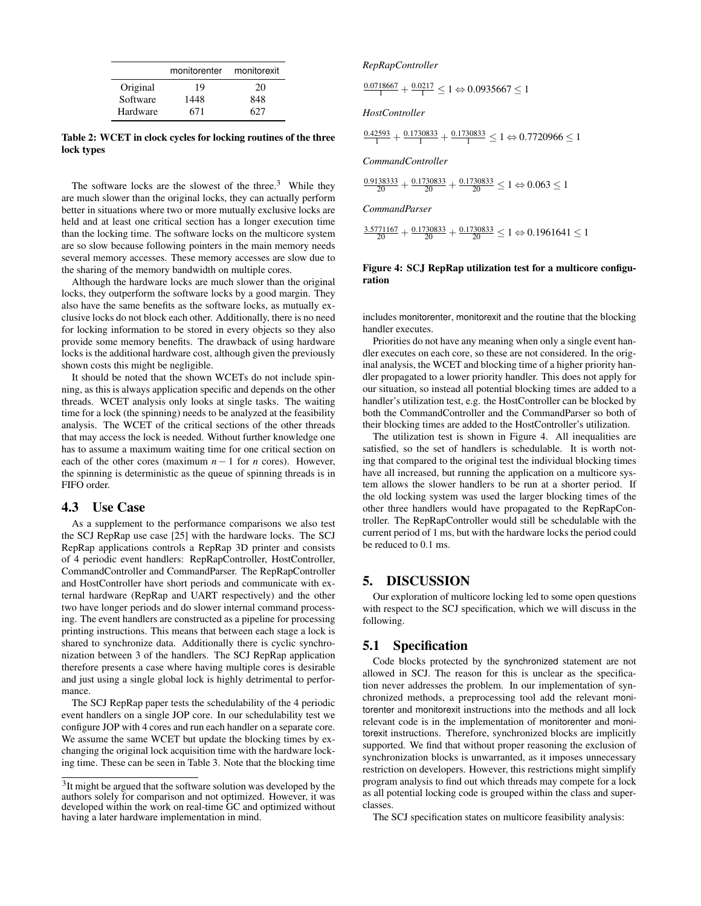|  | monitorenter | monitorexit |
|---|---|---|
| Original | 19 | 20 |
| Software | 1448 | 848 |
| Hardware | 671 | 627 |

**Table 2: WCET in clock cycles for locking routines of the three lock types**

The software locks are the slowest of the three.[3] While they are much slower than the original locks, they can actually perform better in situations where two or more mutually exclusive locks are held and at least one critical section has a longer execution time than the locking time. The software locks on the multicore system are so slow because following pointers in the main memory needs several memory accesses. These memory accesses are slow due to the sharing of the memory bandwidth on multiple cores.

Although the hardware locks are much slower than the original locks, they outperform the software locks by a good margin. They also have the same benefits as the software locks, as mutually exclusive locks do not block each other. Additionally, there is no need for locking information to be stored in every objects so they also provide some memory benefits. The drawback of using hardware locks is the additional hardware cost, although given the previously shown costs this might be negligible.

It should be noted that the shown WCETs do not include spinning, as this is always application specific and depends on the other threads. WCET analysis only looks at single tasks. The waiting time for a lock (the spinning) needs to be analyzed at the feasibility analysis. The WCET of the critical sections of the other threads that may access the lock is needed. Without further knowledge one has to assume a maximum waiting time for one critical section on each of the other cores (maximum $n-1$ for $n$ cores). However, the spinning is deterministic as the queue of spinning threads is in FIFO order.

## 4.3 Use Case

As a supplement to the performance comparisons we also test the SCJ RepRap use case [25] with the hardware locks. The SCJ RepRap applications controls a RepRap 3D printer and consists of 4 periodic event handlers: RepRapController, HostController, CommandController and CommandParser. The RepRapController and HostController have short periods and communicate with external hardware (RepRap and UART respectively) and the other two have longer periods and do slower internal command processing. The event handlers are constructed as a pipeline for processing printing instructions. This means that between each stage a lock is shared to synchronize data. Additionally there is cyclic synchronization between 3 of the handlers. The SCJ RepRap application therefore presents a case where having multiple cores is desirable and just using a single global lock is highly detrimental to performance.

The SCJ RepRap paper tests the schedulability of the 4 periodic event handlers on a single JOP core. In our schedulability test we configure JOP with 4 cores and run each handler on a separate core. We assume the same WCET but update the blocking times by exchanging the original lock acquisition time with the hardware locking time. These can be seen in Table 3. Note that the blocking time includes monitorenter, monitorexit and the routine that the blocking handler executes.

Priorities do not have any meaning when only a single event handler executes on each core, so these are not considered. In the original analysis, the WCET and blocking time of a higher priority handler propagated to a lower priority handler. This does not apply for our situation, so instead all potential blocking times are added to a handler's utilization test, e.g. the HostController can be blocked by both the CommandController and the CommandParser so both of their blocking times are added to the HostController's utilization.

The utilization test is shown in Figure 4. All inequalities are satisfied, so the set of handlers is schedulable. It is worth noting that compared to the original test the individual blocking times have all increased, but running the application on a multicore system allows the slower handlers to be run at a shorter period. If the old locking system was used the larger blocking times of the other three handlers would have propagated to the RepRapController. The RepRapController would still be schedulable with the current period of 1 ms, but with the hardware locks the period could be reduced to 0.1 ms.

*[3] It might be argued that the software solution was developed by the authors solely for comparison and not optimized. However, it was developed within the work on real-time GC and optimized without having a later hardware implementation in mind.*

*RepRapController*

$$\frac{0.0718667}{1} + \frac{0.0217}{1} \leq 1 \Leftrightarrow 0.0935667 \leq 1$$

*HostController*

$$\frac{0.42593}{1} + \frac{0.1730833}{1} + \frac{0.1730833}{1} \leq 1 \Leftrightarrow 0.7720966 \leq 1$$

*CommandController*

$$\frac{0.9138333}{20} + \frac{0.1730833}{20} + \frac{0.1730833}{20} \leq 1 \Leftrightarrow 0.063 \leq 1$$

*CommandParser*

$$\frac{3.5771167}{20} + \frac{0.1730833}{20} + \frac{0.1730833}{20} \leq 1 \Leftrightarrow 0.1961641 \leq 1$$

**Figure 4: SCJ RepRap utilization test for a multicore configuration**

# 5. DISCUSSION

Our exploration of multicore locking led to some open questions with respect to the SCJ specification, which we will discuss in the following.

## 5.1 Specification

Code blocks protected by the synchronized statement are not allowed in SCJ. The reason for this is unclear as the specification never addresses the problem. In our implementation of synchronized methods, a preprocessing tool add the relevant monitorenter and monitorexit instructions into the methods and all lock relevant code is in the implementation of monitorenter and monitorexit instructions. Therefore, synchronized blocks are implicitly supported. We find that without proper reasoning the exclusion of synchronization blocks is unwarranted, as it imposes unnecessary restriction on developers. However, this restrictions might simplify program analysis to find out which threads may compete for a lock as all potential locking code is grouped within the class and superclasses.

The SCJ specification states on multicore feasibility analysis: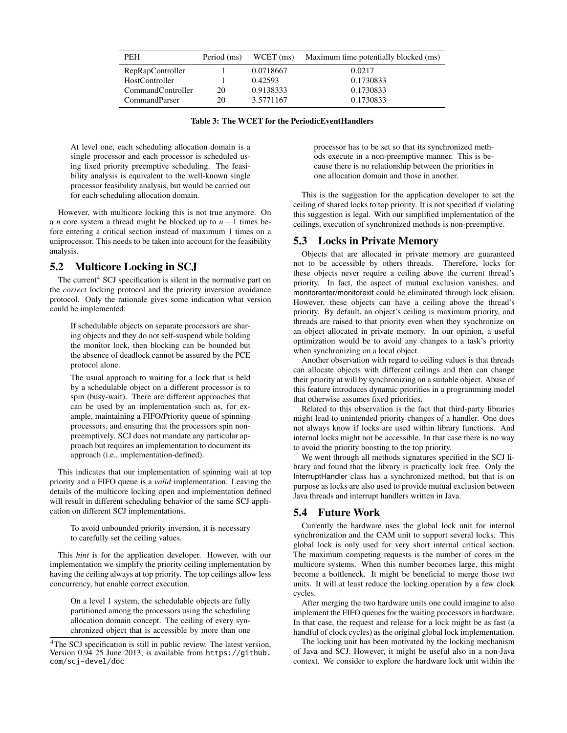| PEH | Period (ms) | WCET (ms) | Maximum time potentially blocked (ms) |
|---|---|---|---|
| RepRapController | 1 | 0.0718667 | 0.0217 |
| HostController | 1 | 0.42593 | 0.1730833 |
| CommandController | 20 | 0.9138333 | 0.1730833 |
| CommandParser | 20 | 3.5771167 | 0.1730833 |

**Table 3: The WCET for the PeriodicEventHandlers**

> At level one, each scheduling allocation domain is a single processor and each processor is scheduled using fixed priority preemptive scheduling. The feasibility analysis is equivalent to the well-known single processor feasibility analysis, but would be carried out for each scheduling allocation domain.

However, with multicore locking this is not true anymore. On a $n$ core system a thread might be blocked up to $n-1$ times before entering a critical section instead of maximum 1 times on a uniprocessor. This needs to be taken into account for the feasibility analysis.

## 5.2 Multicore Locking in SCJ

The current[4] SCJ specification is silent in the normative part on the *correct* locking protocol and the priority inversion avoidance protocol. Only the rationale gives some indication what version could be implemented:

> If schedulable objects on separate processors are sharing objects and they do not self-suspend while holding the monitor lock, then blocking can be bounded but the absence of deadlock cannot be assured by the PCE protocol alone.
>
> The usual approach to waiting for a lock that is held by a schedulable object on a different processor is to spin (busy-wait). There are different approaches that can be used by an implementation such as, for example, maintaining a FIFO/Priority queue of spinning processors, and ensuring that the processors spin non-preemptively. SCJ does not mandate any particular approach but requires an implementation to document its approach (i.e., implementation-defined).

This indicates that our implementation of spinning wait at top priority and a FIFO queue is a *valid* implementation. Leaving the details of the multicore locking open and implementation defined will result in different scheduling behavior of the same SCJ application on different SCJ implementations.

> To avoid unbounded priority inversion, it is necessary to carefully set the ceiling values.

This *hint* is for the application developer. However, with our implementation we simplify the priority ceiling implementation by having the ceiling always at top priority. The top ceilings allow less concurrency, but enable correct execution.

> On a level 1 system, the schedulable objects are fully partitioned among the processors using the scheduling allocation domain concept. The ceiling of every synchronized object that is accessible by more than one processor has to be set so that its synchronized methods execute in a non-preemptive manner. This is because there is no relationship between the priorities in one allocation domain and those in another.

This is the suggestion for the application developer to set the ceiling of shared locks to top priority. It is not specified if violating this suggestion is legal. With our simplified implementation of the ceilings, execution of synchronized methods is non-preemptive.

## 5.3 Locks in Private Memory

Objects that are allocated in private memory are guaranteed not to be accessible by others threads. Therefore, locks for these objects never require a ceiling above the current thread's priority. In fact, the aspect of mutual exclusion vanishes, and monitorenter/monitorexit could be eliminated through lock elision. However, these objects can have a ceiling above the thread's priority. By default, an object's ceiling is maximum priority, and threads are raised to that priority even when they synchronize on an object allocated in private memory. In our opinion, a useful optimization would be to avoid any changes to a task's priority when synchronizing on a local object.

Another observation with regard to ceiling values is that threads can allocate objects with different ceilings and then can change their priority at will by synchronizing on a suitable object. Abuse of this feature introduces dynamic priorities in a programming model that otherwise assumes fixed priorities.

Related to this observation is the fact that third-party libraries might lead to unintended priority changes of a handler. One does not always know if locks are used within library functions. And internal locks might not be accessible. In that case there is no way to avoid the priority boosting to the top priority.

We went through all methods signatures specified in the SCJ library and found that the library is practically lock free. Only the InterruptHandler class has a synchronized method, but that is on purpose as locks are also used to provide mutual exclusion between Java threads and interrupt handlers written in Java.

## 5.4 Future Work

Currently the hardware uses the global lock unit for internal synchronization and the CAM unit to support several locks. This global lock is only used for very short internal critical section. The maximum competing requests is the number of cores in the multicore systems. When this number becomes large, this might become a bottleneck. It might be beneficial to merge those two units. It will at least reduce the locking operation by a few clock cycles.

After merging the two hardware units one could imagine to also implement the FIFO queues for the waiting processors in hardware. In that case, the request and release for a lock might be as fast (a handful of clock cycles) as the original global lock implementation.

The locking unit has been motivated by the locking mechanism of Java and SCJ. However, it might be useful also in a non-Java context. We consider to explore the hardware lock unit within the

[4] The SCJ specification is still in public review. The latest version, Version 0.94 25 June 2013, is available from https://github.com/scj-devel/doc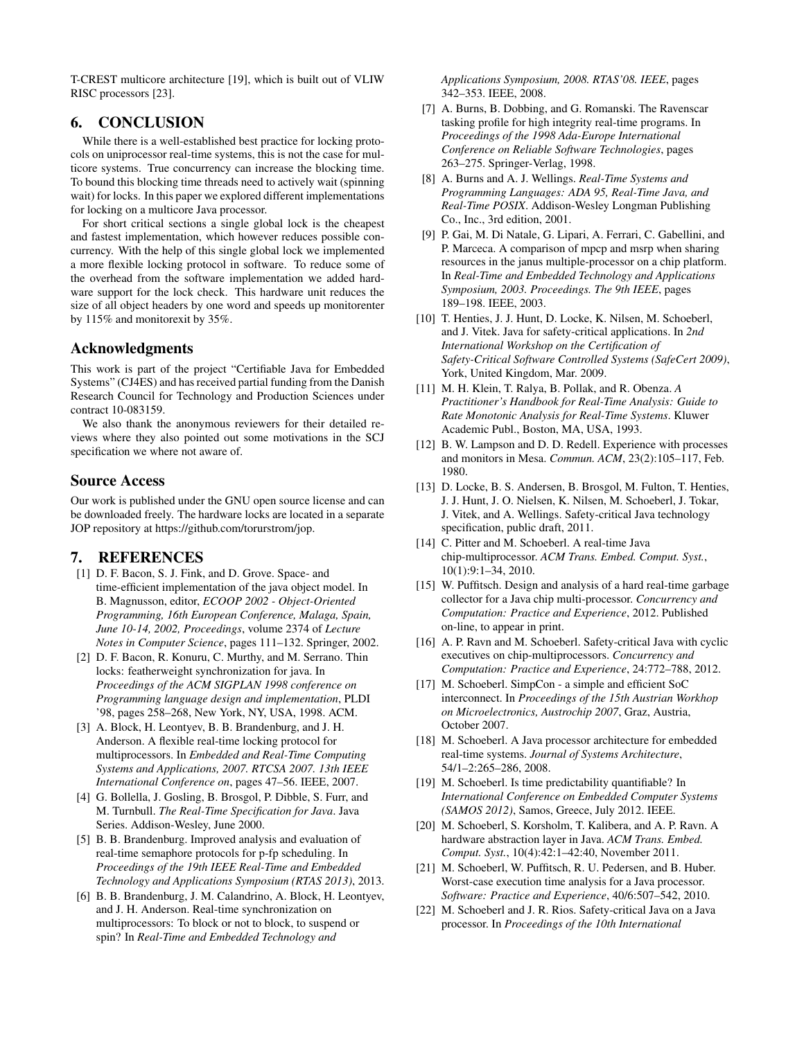T-CREST multicore architecture [19], which is built out of VLIW RISC processors [23].

## 6. CONCLUSION

While there is a well-established best practice for locking protocols on uniprocessor real-time systems, this is not the case for multicore systems. True concurrency can increase the blocking time. To bound this blocking time threads need to actively wait (spinning wait) for locks. In this paper we explored different implementations for locking on a multicore Java processor.

For short critical sections a single global lock is the cheapest and fastest implementation, which however reduces possible concurrency. With the help of this single global lock we implemented a more flexible locking protocol in software. To reduce some of the overhead from the software implementation we added hardware support for the lock check. This hardware unit reduces the size of all object headers by one word and speeds up monitorenter by 115% and monitorexit by 35%.

## Acknowledgments

This work is part of the project "Certifiable Java for Embedded Systems" (CJ4ES) and has received partial funding from the Danish Research Council for Technology and Production Sciences under contract 10-083159.

We also thank the anonymous reviewers for their detailed reviews where they also pointed out some motivations in the SCJ specification we where not aware of.

## Source Access

Our work is published under the GNU open source license and can be downloaded freely. The hardware locks are located in a separate JOP repository at https://github.com/torurstrom/jop.

## 7. REFERENCES

[1] D. F. Bacon, S. J. Fink, and D. Grove. Space- and time-efficient implementation of the java object model. In B. Magnusson, editor, *ECOOP 2002 - Object-Oriented Programming, 16th European Conference, Malaga, Spain, June 10-14, 2002, Proceedings*, volume 2374 of *Lecture Notes in Computer Science*, pages 111–132. Springer, 2002.

[2] D. F. Bacon, R. Konuru, C. Murthy, and M. Serrano. Thin locks: featherweight synchronization for java. In *Proceedings of the ACM SIGPLAN 1998 conference on Programming language design and implementation*, PLDI '98, pages 258–268, New York, NY, USA, 1998. ACM.

[3] A. Block, H. Leontyev, B. B. Brandenburg, and J. H. Anderson. A flexible real-time locking protocol for multiprocessors. In *Embedded and Real-Time Computing Systems and Applications, 2007. RTCSA 2007. 13th IEEE International Conference on*, pages 47–56. IEEE, 2007.

[4] G. Bollella, J. Gosling, B. Brosgol, P. Dibble, S. Furr, and M. Turnbull. *The Real-Time Specification for Java*. Java Series. Addison-Wesley, June 2000.

[5] B. B. Brandenburg. Improved analysis and evaluation of real-time semaphore protocols for p-fp scheduling. In *Proceedings of the 19th IEEE Real-Time and Embedded Technology and Applications Symposium (RTAS 2013)*, 2013.

[6] B. B. Brandenburg, J. M. Calandrino, A. Block, H. Leontyev, and J. H. Anderson. Real-time synchronization on multiprocessors: To block or not to block, to suspend or spin? In *Real-Time and Embedded Technology and Applications Symposium, 2008. RTAS'08. IEEE*, pages 342–353. IEEE, 2008.

[7] A. Burns, B. Dobbing, and G. Romanski. The Ravenscar tasking profile for high integrity real-time programs. In *Proceedings of the 1998 Ada-Europe International Conference on Reliable Software Technologies*, pages 263–275. Springer-Verlag, 1998.

[8] A. Burns and A. J. Wellings. *Real-Time Systems and Programming Languages: ADA 95, Real-Time Java, and Real-Time POSIX*. Addison-Wesley Longman Publishing Co., Inc., 3rd edition, 2001.

[9] P. Gai, M. Di Natale, G. Lipari, A. Ferrari, C. Gabellini, and P. Marceca. A comparison of mpcp and msrp when sharing resources in the janus multiple-processor on a chip platform. In *Real-Time and Embedded Technology and Applications Symposium, 2003. Proceedings. The 9th IEEE*, pages 189–198. IEEE, 2003.

[10] T. Henties, J. J. Hunt, D. Locke, K. Nilsen, M. Schoeberl, and J. Vitek. Java for safety-critical applications. In *2nd International Workshop on the Certification of Safety-Critical Software Controlled Systems (SafeCert 2009)*, York, United Kingdom, Mar. 2009.

[11] M. H. Klein, T. Ralya, B. Pollak, and R. Obenza. *A Practitioner's Handbook for Real-Time Analysis: Guide to Rate Monotonic Analysis for Real-Time Systems*. Kluwer Academic Publ., Boston, MA, USA, 1993.

[12] B. W. Lampson and D. D. Redell. Experience with processes and monitors in Mesa. *Commun. ACM*, 23(2):105–117, Feb. 1980.

[13] D. Locke, B. S. Andersen, B. Brosgol, M. Fulton, T. Henties, J. J. Hunt, J. O. Nielsen, K. Nilsen, M. Schoeberl, J. Tokar, J. Vitek, and A. Wellings. Safety-critical Java technology specification, public draft, 2011.

[14] C. Pitter and M. Schoeberl. A real-time Java chip-multiprocessor. *ACM Trans. Embed. Comput. Syst.*, 10(1):9:1–34, 2010.

[15] W. Puffitsch. Design and analysis of a hard real-time garbage collector for a Java chip multi-processor. *Concurrency and Computation: Practice and Experience*, 2012. Published on-line, to appear in print.

[16] A. P. Ravn and M. Schoeberl. Safety-critical Java with cyclic executives on chip-multiprocessors. *Concurrency and Computation: Practice and Experience*, 24:772–788, 2012.

[17] M. Schoeberl. SimpCon - a simple and efficient SoC interconnect. In *Proceedings of the 15th Austrian Workhop on Microelectronics, Austrochip 2007*, Graz, Austria, October 2007.

[18] M. Schoeberl. A Java processor architecture for embedded real-time systems. *Journal of Systems Architecture*, 54/1–2:265–286, 2008.

[19] M. Schoeberl. Is time predictability quantifiable? In *International Conference on Embedded Computer Systems (SAMOS 2012)*, Samos, Greece, July 2012. IEEE.

[20] M. Schoeberl, S. Korsholm, T. Kalibera, and A. P. Ravn. A hardware abstraction layer in Java. *ACM Trans. Embed. Comput. Syst.*, 10(4):42:1–42:40, November 2011.

[21] M. Schoeberl, W. Puffitsch, R. U. Pedersen, and B. Huber. Worst-case execution time analysis for a Java processor. *Software: Practice and Experience*, 40/6:507–542, 2010.

[22] M. Schoeberl and J. R. Rios. Safety-critical Java on a Java processor. In *Proceedings of the 10th International*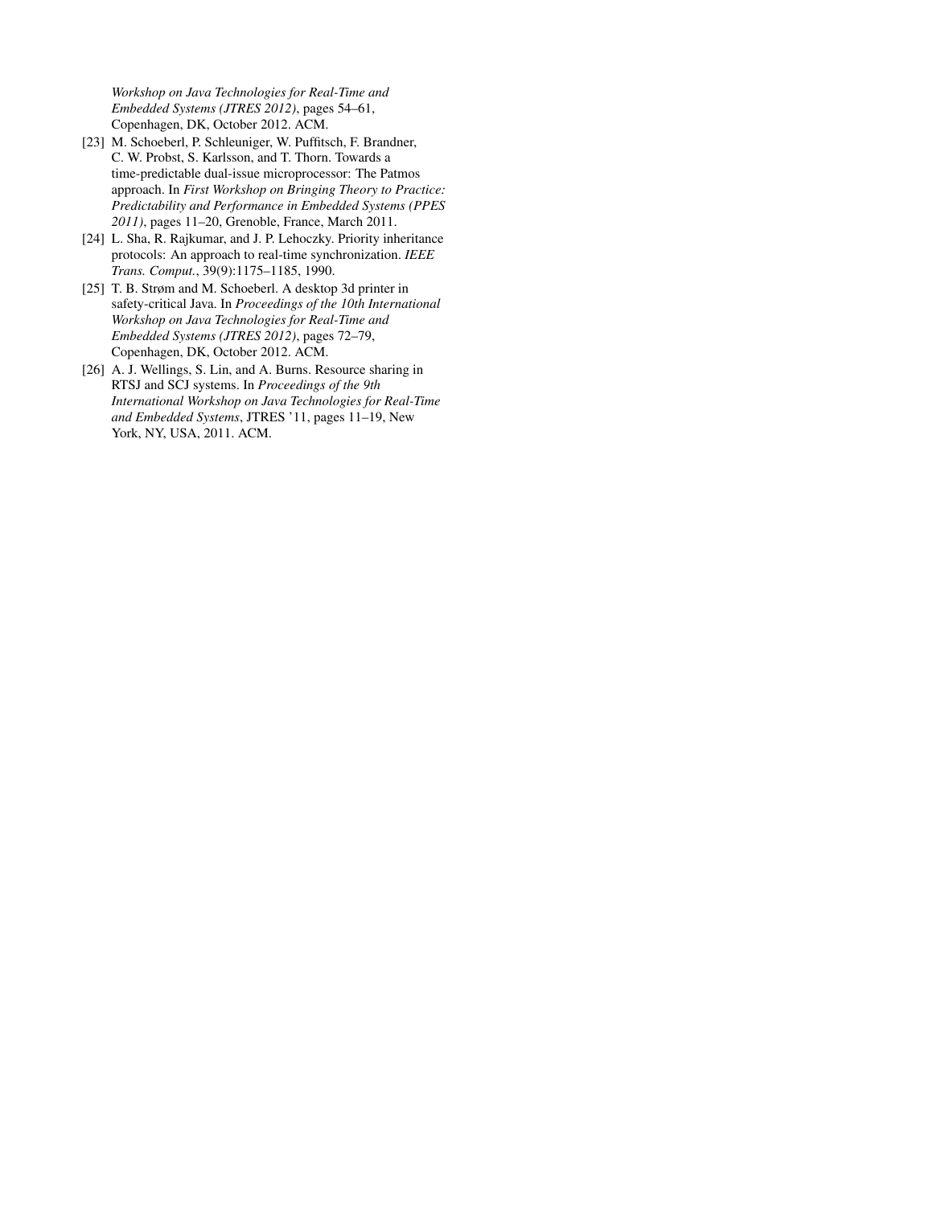*Workshop on Java Technologies for Real-Time and Embedded Systems (JTRES 2012)*, pages 54–61, Copenhagen, DK, October 2012. ACM.

[23] M. Schoeberl, P. Schleuniger, W. Puffitsch, F. Brandner, C. W. Probst, S. Karlsson, and T. Thorn. Towards a time-predictable dual-issue microprocessor: The Patmos approach. In *First Workshop on Bringing Theory to Practice: Predictability and Performance in Embedded Systems (PPES 2011)*, pages 11–20, Grenoble, France, March 2011.

[24] L. Sha, R. Rajkumar, and J. P. Lehoczky. Priority inheritance protocols: An approach to real-time synchronization. *IEEE Trans. Comput.*, 39(9):1175–1185, 1990.

[25] T. B. Strøm and M. Schoeberl. A desktop 3d printer in safety-critical Java. In *Proceedings of the 10th International Workshop on Java Technologies for Real-Time and Embedded Systems (JTRES 2012)*, pages 72–79, Copenhagen, DK, October 2012. ACM.

[26] A. J. Wellings, S. Lin, and A. Burns. Resource sharing in RTSJ and SCJ systems. In *Proceedings of the 9th International Workshop on Java Technologies for Real-Time and Embedded Systems*, JTRES '11, pages 11–19, New York, NY, USA, 2011. ACM.